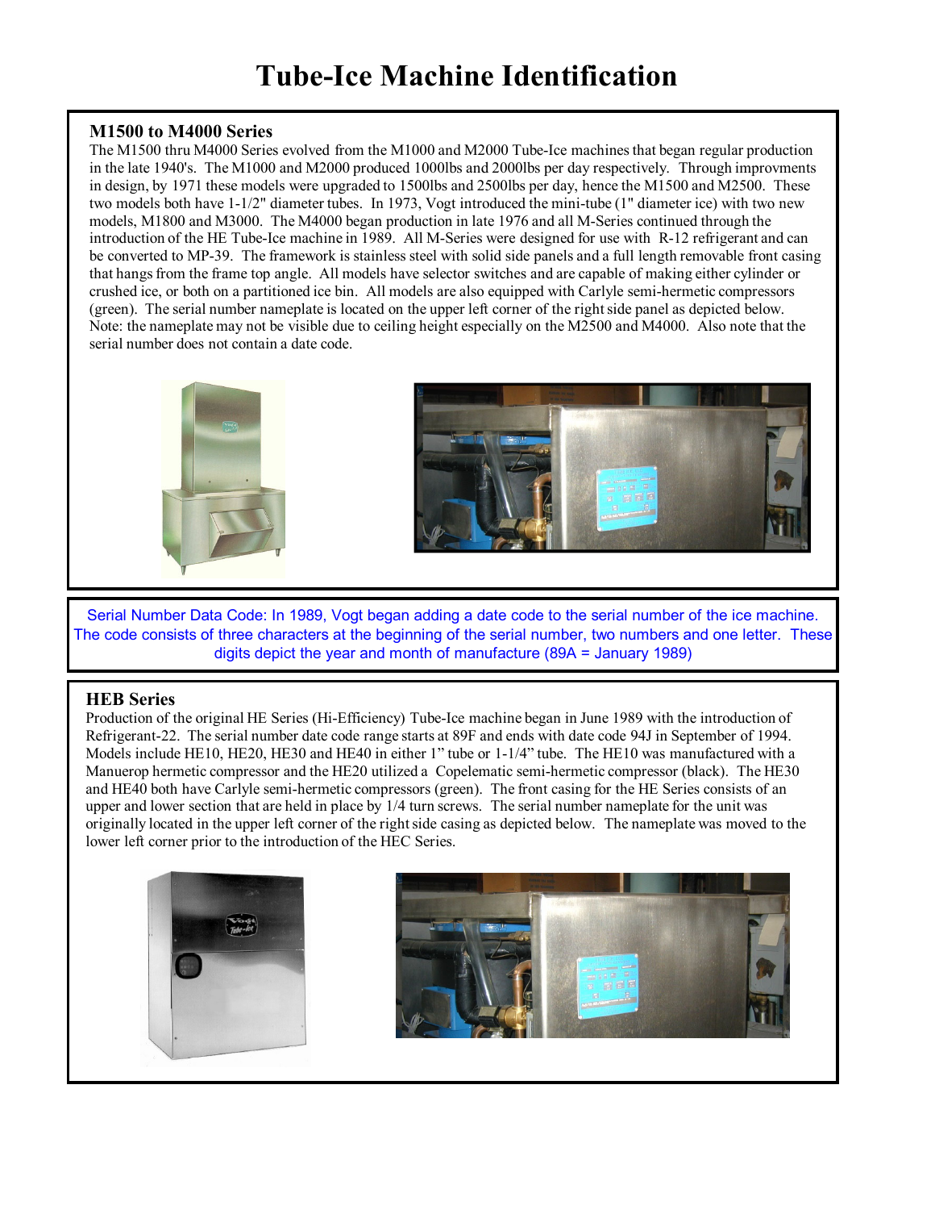# Tube-Ice Machine Identification

## M1500 to M4000 Series

The M1500 thru M4000 Series evolved from the M1000 and M2000 Tube-Ice machines that began regular production in the late 1940's. The M1000 and M2000 produced 1000lbs and 2000lbs per day respectively. Through improvments in design, by 1971 these models were upgraded to 1500lbs and 2500lbs per day, hence the M1500 and M2500. These two models both have 1-1/2" diameter tubes. In 1973, Vogt introduced the mini-tube (1" diameter ice) with two new models, M1800 and M3000. The M4000 began production in late 1976 and all M-Series continued through the introduction of the HE Tube-Ice machine in 1989. All M-Series were designed for use with R-12 refrigerant and can be converted to MP-39. The framework is stainless steel with solid side panels and a full length removable front casing that hangs from the frame top angle. All models have selector switches and are capable of making either cylinder or crushed ice, or both on a partitioned ice bin. All models are also equipped with Carlyle semi-hermetic compressors (green). The serial number nameplate is located on the upper left corner of the right side panel as depicted below. Note: the nameplate may not be visible due to ceiling height especially on the M2500 and M4000. Also note that the serial number does not contain a date code.

Serial Number Data Code: In 1989, Vogt began adding a date code to the serial number of the ice machine. The code consists of three characters at the beginning of the serial number, two numbers and one letter. These digits depict the year and month of manufacture (89A = January 1989)

## HEB Series

Production of the original HE Series (Hi-Efficiency) Tube-Ice machine began in June 1989 with the introduction of Refrigerant-22. The serial number date code range starts at 89F and ends with date code 94J in September of 1994. Models include HE10, HE20, HE30 and HE40 in either 1" tube or 1-1/4" tube. The HE10 was manufactured with a Manuerop hermetic compressor and the HE20 utilized a Copelematic semi-hermetic compressor (black). The HE30 and HE40 both have Carlyle semi-hermetic compressors (green). The front casing for the HE Series consists of an upper and lower section that are held in place by 1/4 turn screws. The serial number nameplate for the unit was originally located in the upper left corner of the right side casing as depicted below. The nameplate was moved to the lower left corner prior to the introduction of the HEC Series.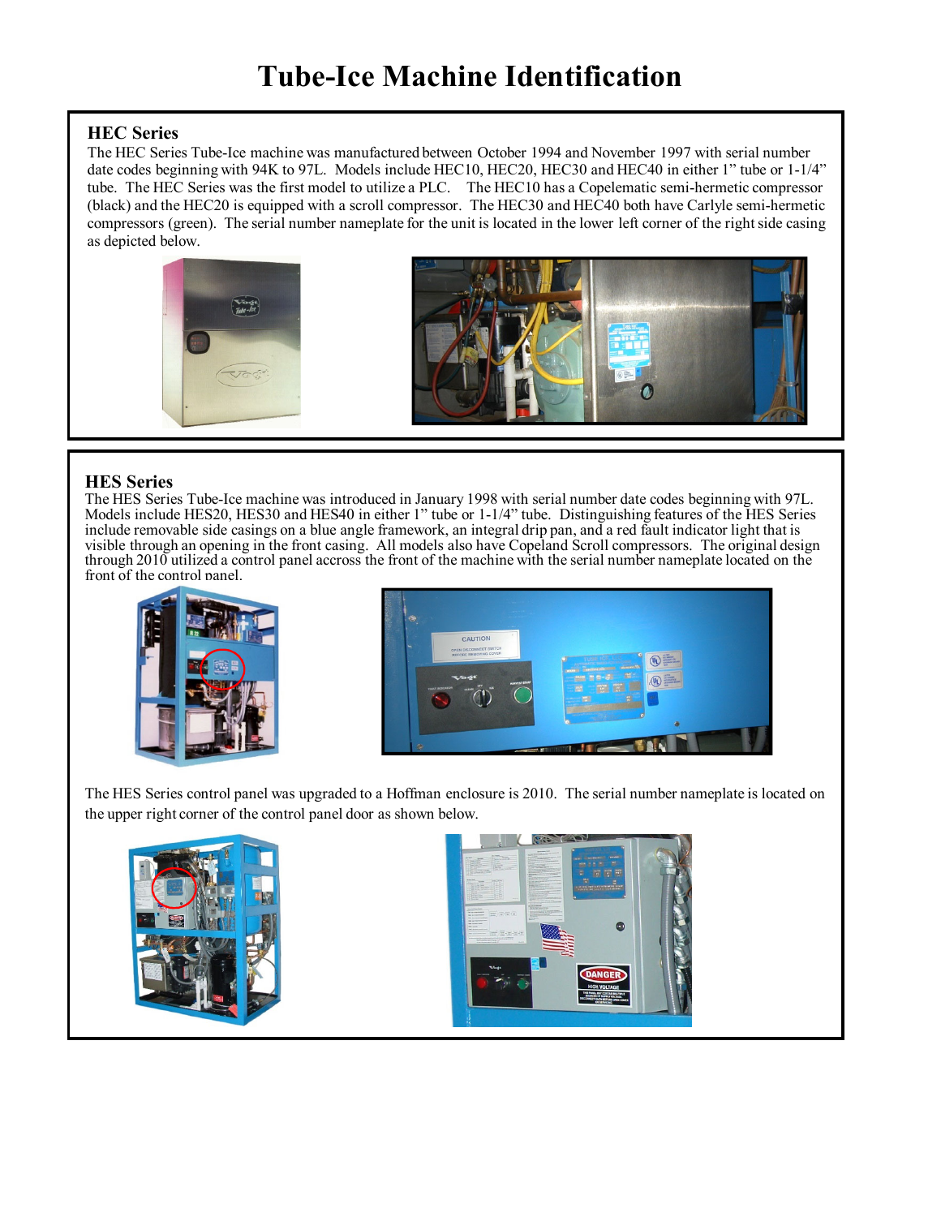# Tube-Ice Machine Identification

## HEC Series

The HEC Series Tube-Ice machine was manufactured between October 1994 and November 1997 with serial number date codes beginning with 94K to 97L. Models include HEC10, HEC20, HEC30 and HEC40 in either 1" tube or 1-1/4" tube. The HEC Series was the first model to utilize a PLC. The HEC10 has a Copelematic semi-hermetic compressor (black) and the HEC20 is equipped with a scroll compressor. The HEC30 and HEC40 both have Carlyle semi-hermetic compressors (green). The serial number nameplate for the unit is located in the lower left corner of the right side casing as depicted below.

## HES Series

The HES Series Tube-Ice machine was introduced in January 1998 with serial number date codes beginning with 97L. Models include HES20, HES30 and HES40 in either 1" tube or 1-1/4" tube. Distinguishing features of the HES Series include removable side casings on a blue angle framework, an integral drip pan, and a red fault indicator light that is visible through an opening in the front casing. All models also have Copeland Scroll compressors. The original design through 2010 utilized a control panel accross the front of the machine with the serial number nameplate located on the front of the control panel.

The HES Series control panel was upgraded to a Hoffman enclosure is 2010. The serial number nameplate is located on the upper right corner of the control panel door as shown below.